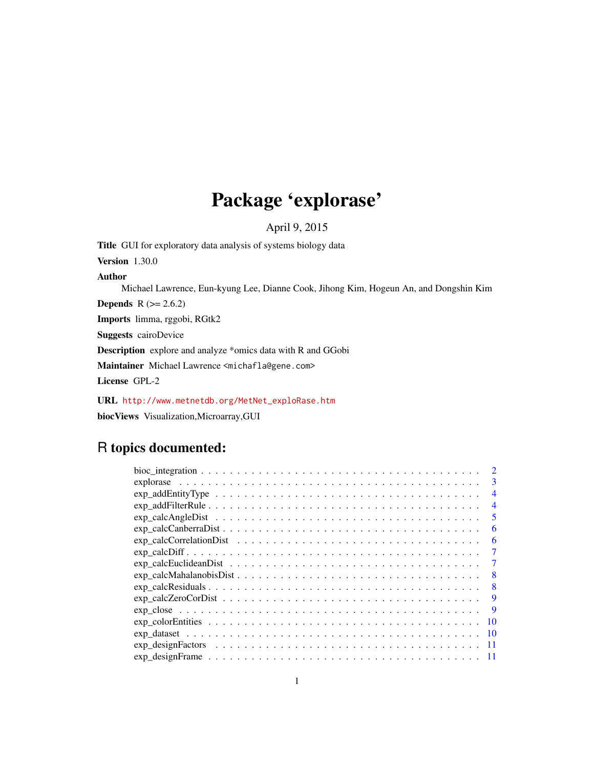# Package 'explorase'

April 9, 2015

**Title** GUI for exploratory data analysis of systems biology data

**Version** 1.30.0

**Author** Michael Lawrence, Eun-kyung Lee, Dianne Cook, Jihong Kim, Hogeun An, and Dongshin Kim

**Depends** R (>= 2.6.2)

**Imports** limma, rggobi, RGtk2

**Suggests** cairoDevice

**Description** explore and analyze *omics data with R and GGobi

**Maintainer** Michael Lawrence <michafla@gene.com>

**License** GPL-2

**URL** http://www.metnetdb.org/MetNet_exploRase.htm

**biocViews** Visualization,Microarray,GUI

## R topics documented:

| | |
|---|---|
| bioc_integration | 2 |
| explorase | 3 |
| exp_addEntityType | 4 |
| exp_addFilterRule | 4 |
| exp_calcAngleDist | 5 |
| exp_calcCanberraDist | 6 |
| exp_calcCorrelationDist | 6 |
| exp_calcDiff | 7 |
| exp_calcEuclideanDist | 7 |
| exp_calcMahalanobisDist | 8 |
| exp_calcResiduals | 8 |
| exp_calcZeroCorDist | 9 |
| exp_close | 9 |
| exp_colorEntities | 10 |
| exp_dataset | 10 |
| exp_designFactors | 11 |
| exp_designFrame | 11 |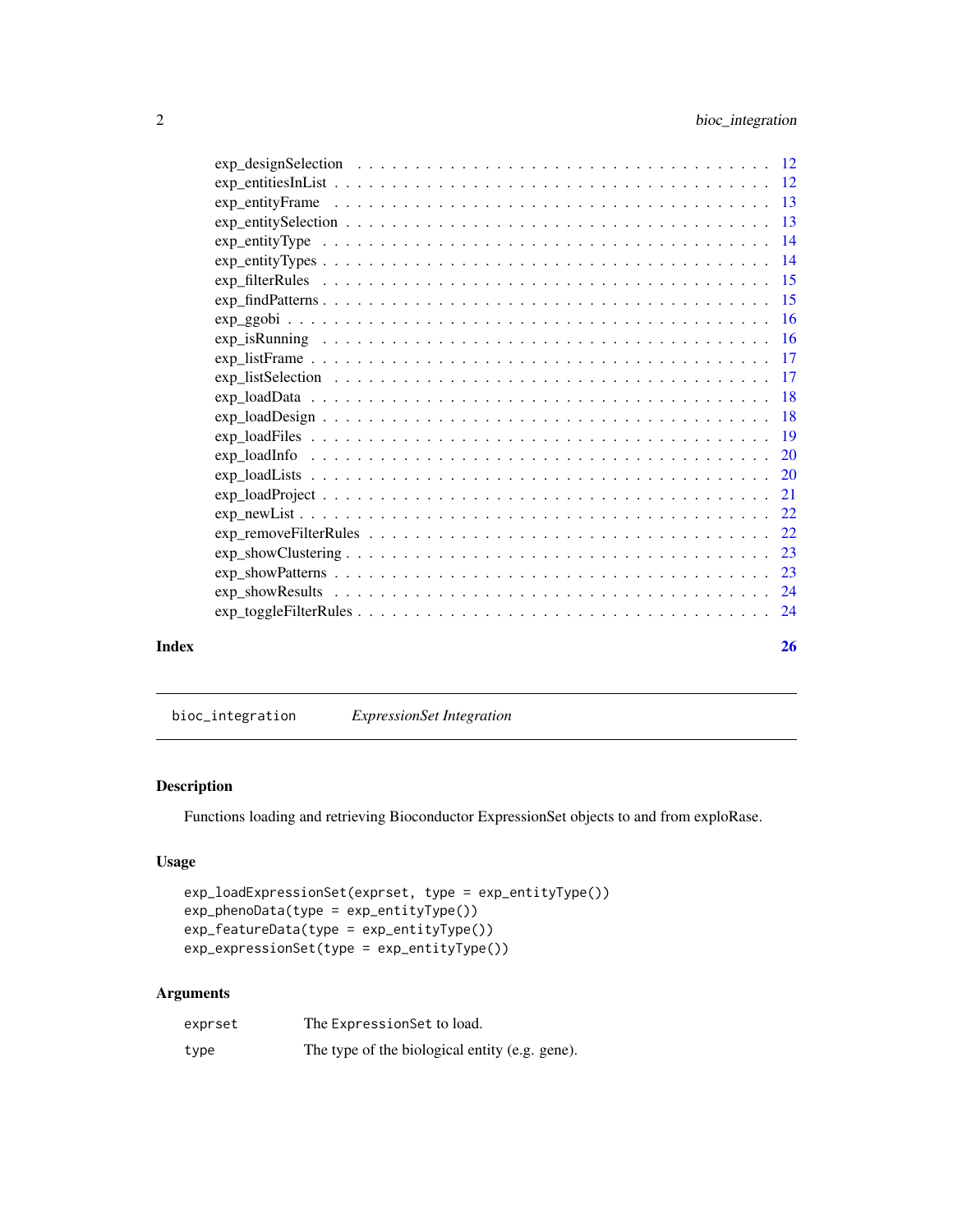exp_designSelection . . . . . 12
exp_entitiesInList . . . . . 12
exp_entityFrame . . . . . 13
exp_entitySelection . . . . . 13
exp_entityType . . . . . 14
exp_entityTypes . . . . . 14
exp_filterRules . . . . . 15
exp_findPatterns . . . . . 15
exp_ggobi . . . . . 16
exp_isRunning . . . . . 16
exp_listFrame . . . . . 17
exp_listSelection . . . . . 17
exp_loadData . . . . . 18
exp_loadDesign . . . . . 18
exp_loadFiles . . . . . 19
exp_loadInfo . . . . . 20
exp_loadLists . . . . . 20
exp_loadProject . . . . . 21
exp_newList . . . . . 22
exp_removeFilterRules . . . . . 22
exp_showClustering . . . . . 23
exp_showPatterns . . . . . 23
exp_showResults . . . . . 24
exp_toggleFilterRules . . . . . 24

**Index** **26**

---

`bioc_integration` *ExpressionSet Integration*

---

## Description

Functions loading and retrieving Bioconductor ExpressionSet objects to and from exploRase.

## Usage

```
exp_loadExpressionSet(exprset, type = exp_entityType())
exp_phenoData(type = exp_entityType())
exp_featureData(type = exp_entityType())
exp_expressionSet(type = exp_entityType())
```

## Arguments

| | |
|---|---|
| exprset | The `ExpressionSet` to load. |
| type | The type of the biological entity (e.g. gene). |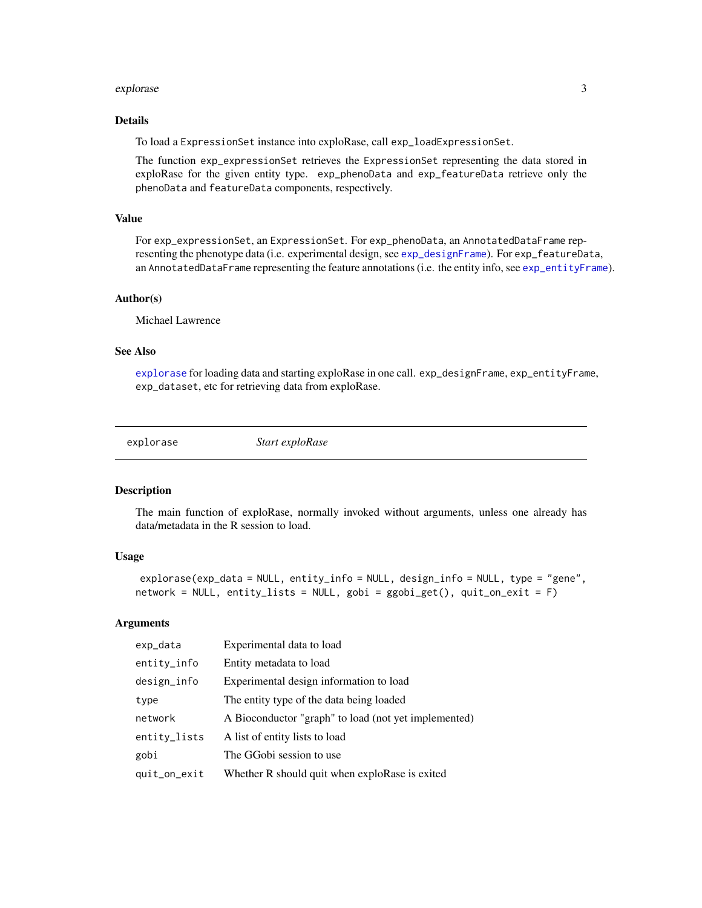### Details

To load a `ExpressionSet` instance into exploRase, call `exp_loadExpressionSet`.

The function `exp_expressionSet` retrieves the `ExpressionSet` representing the data stored in exploRase for the given entity type. `exp_phenoData` and `exp_featureData` retrieve only the `phenoData` and `featureData` components, respectively.

### Value

For `exp_expressionSet`, an `ExpressionSet`. For `exp_phenoData`, an `AnnotatedDataFrame` representing the phenotype data (i.e. experimental design, see `exp_designFrame`). For `exp_featureData`, an `AnnotatedDataFrame` representing the feature annotations (i.e. the entity info, see `exp_entityFrame`).

### Author(s)

Michael Lawrence

### See Also

`explorase` for loading data and starting exploRase in one call. `exp_designFrame`, `exp_entityFrame`, `exp_dataset`, etc for retrieving data from exploRase.

---

## explorase — *Start exploRase*

### Description

The main function of exploRase, normally invoked without arguments, unless one already has data/metadata in the R session to load.

### Usage

```
explorase(exp_data = NULL, entity_info = NULL, design_info = NULL, type = "gene",
network = NULL, entity_lists = NULL, gobi = ggobi_get(), quit_on_exit = F)
```

### Arguments

| | |
|---|---|
| `exp_data` | Experimental data to load |
| `entity_info` | Entity metadata to load |
| `design_info` | Experimental design information to load |
| `type` | The entity type of the data being loaded |
| `network` | A Bioconductor "graph" to load (not yet implemented) |
| `entity_lists` | A list of entity lists to load |
| `gobi` | The GGobi session to use |
| `quit_on_exit` | Whether R should quit when exploRase is exited |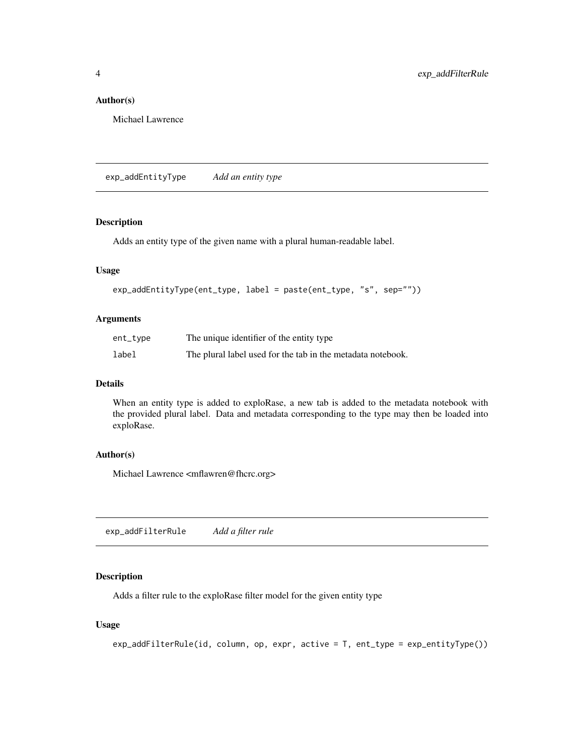## Author(s)

Michael Lawrence

---

## exp_addEntityType — *Add an entity type*

### Description

Adds an entity type of the given name with a plural human-readable label.

### Usage

```
exp_addEntityType(ent_type, label = paste(ent_type, "s", sep=""))
```

### Arguments

| | |
|---|---|
| `ent_type` | The unique identifier of the entity type |
| `label` | The plural label used for the tab in the metadata notebook. |

### Details

When an entity type is added to exploRase, a new tab is added to the metadata notebook with the provided plural label. Data and metadata corresponding to the type may then be loaded into exploRase.

### Author(s)

Michael Lawrence <mflawren@fhcrc.org>

---

## exp_addFilterRule — *Add a filter rule*

### Description

Adds a filter rule to the exploRase filter model for the given entity type

### Usage

```
exp_addFilterRule(id, column, op, expr, active = T, ent_type = exp_entityType())
```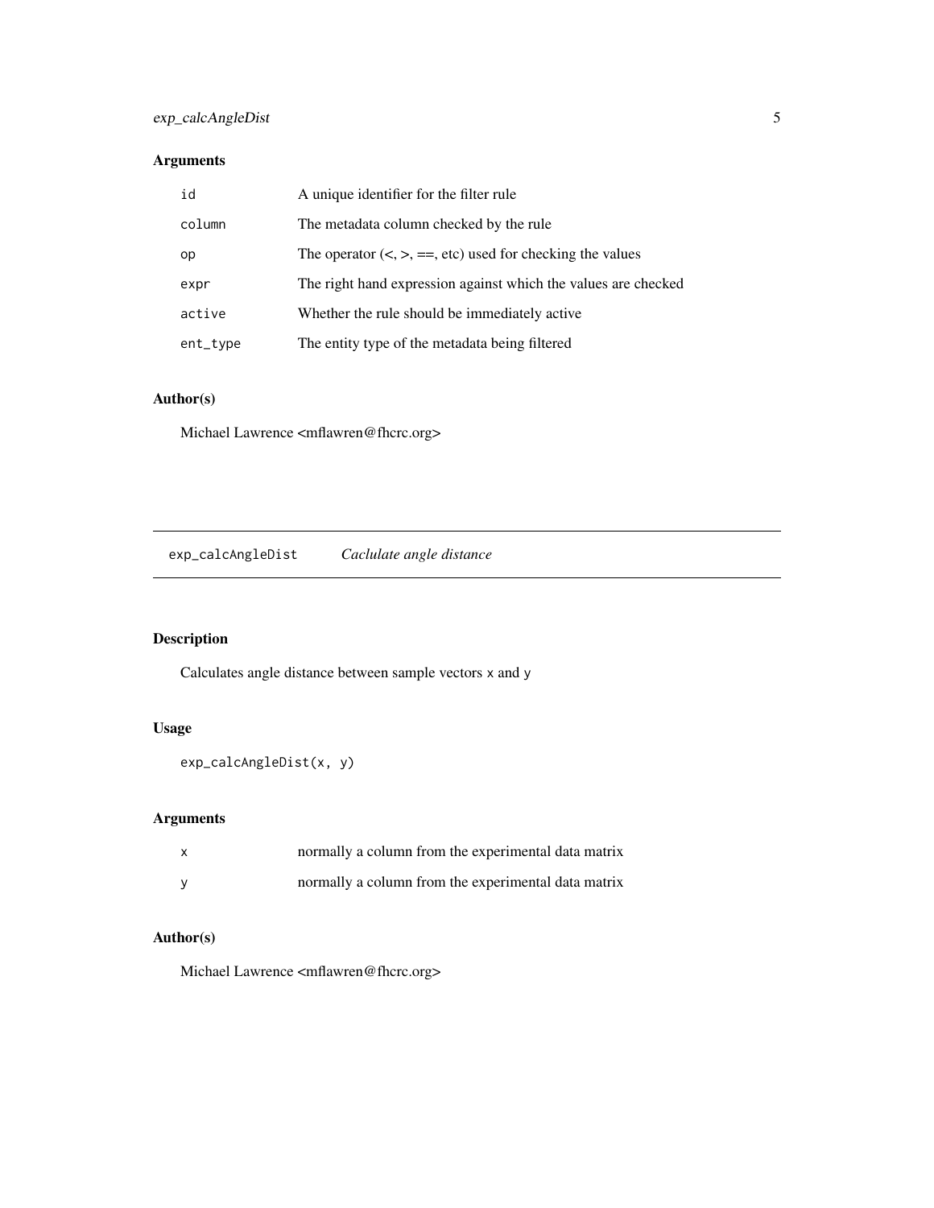## Arguments

| | |
|---|---|
| `id` | A unique identifier for the filter rule |
| `column` | The metadata column checked by the rule |
| `op` | The operator (<, >, ==, etc) used for checking the values |
| `expr` | The right hand expression against which the values are checked |
| `active` | Whether the rule should be immediately active |
| `ent_type` | The entity type of the metadata being filtered |

## Author(s)

Michael Lawrence <mflawren@fhcrc.org>

---

# `exp_calcAngleDist` *Caclulate angle distance*

---

## Description

Calculates angle distance between sample vectors `x` and `y`

## Usage

```
exp_calcAngleDist(x, y)
```

## Arguments

| | |
|---|---|
| `x` | normally a column from the experimental data matrix |
| `y` | normally a column from the experimental data matrix |

## Author(s)

Michael Lawrence <mflawren@fhcrc.org>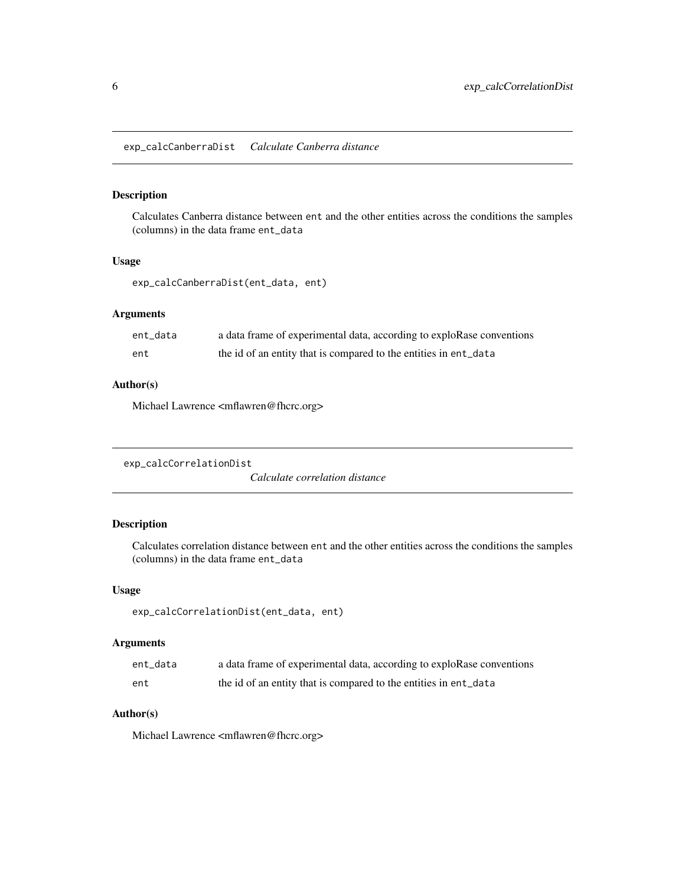## exp_calcCanberraDist *Calculate Canberra distance*

### Description

Calculates Canberra distance between `ent` and the other entities across the conditions the samples (columns) in the data frame `ent_data`

### Usage

```
exp_calcCanberraDist(ent_data, ent)
```

### Arguments

| | |
|---|---|
| `ent_data` | a data frame of experimental data, according to exploRase conventions |
| `ent` | the id of an entity that is compared to the entities in `ent_data` |

### Author(s)

Michael Lawrence <mflawren@fhcrc.org>

## exp_calcCorrelationDist *Calculate correlation distance*

### Description

Calculates correlation distance between `ent` and the other entities across the conditions the samples (columns) in the data frame `ent_data`

### Usage

```
exp_calcCorrelationDist(ent_data, ent)
```

### Arguments

| | |
|---|---|
| `ent_data` | a data frame of experimental data, according to exploRase conventions |
| `ent` | the id of an entity that is compared to the entities in `ent_data` |

### Author(s)

Michael Lawrence <mflawren@fhcrc.org>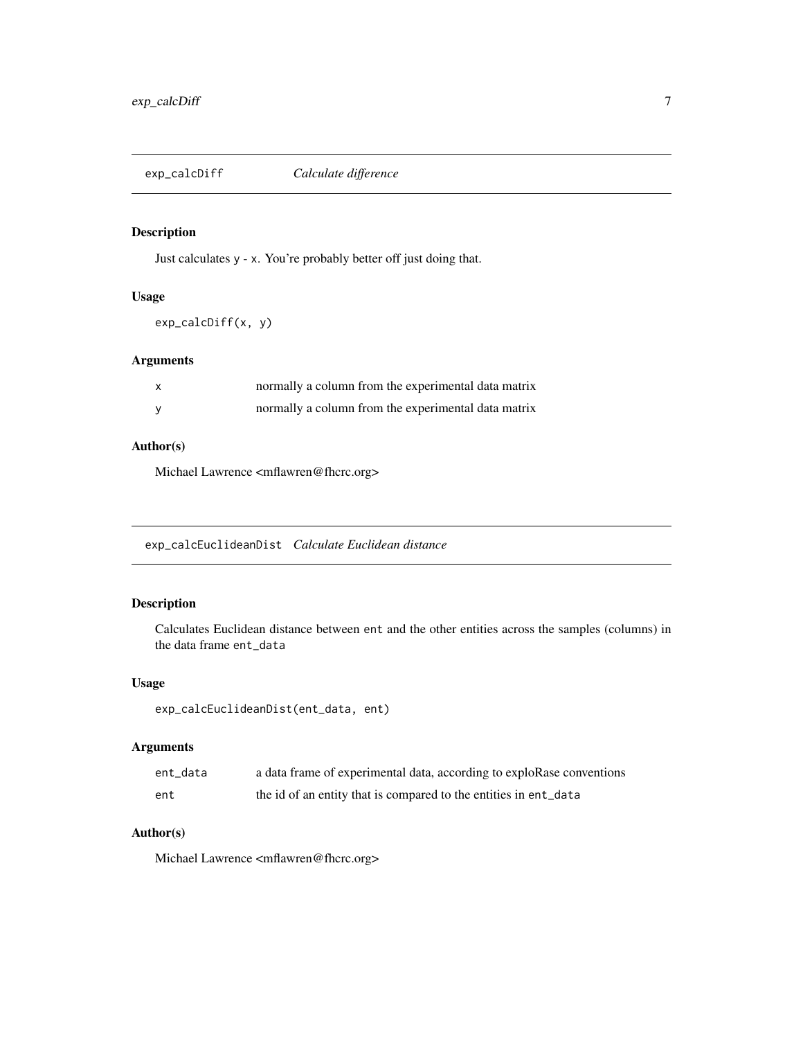## exp_calcDiff *Calculate difference*

### Description

Just calculates `y - x`. You're probably better off just doing that.

### Usage

```
exp_calcDiff(x, y)
```

### Arguments

| | |
|---|---|
| x | normally a column from the experimental data matrix |
| y | normally a column from the experimental data matrix |

### Author(s)

Michael Lawrence <mflawren@fhcrc.org>

## exp_calcEuclideanDist *Calculate Euclidean distance*

### Description

Calculates Euclidean distance between `ent` and the other entities across the samples (columns) in the data frame `ent_data`

### Usage

```
exp_calcEuclideanDist(ent_data, ent)
```

### Arguments

| | |
|---|---|
| ent_data | a data frame of experimental data, according to exploRase conventions |
| ent | the id of an entity that is compared to the entities in `ent_data` |

### Author(s)

Michael Lawrence <mflawren@fhcrc.org>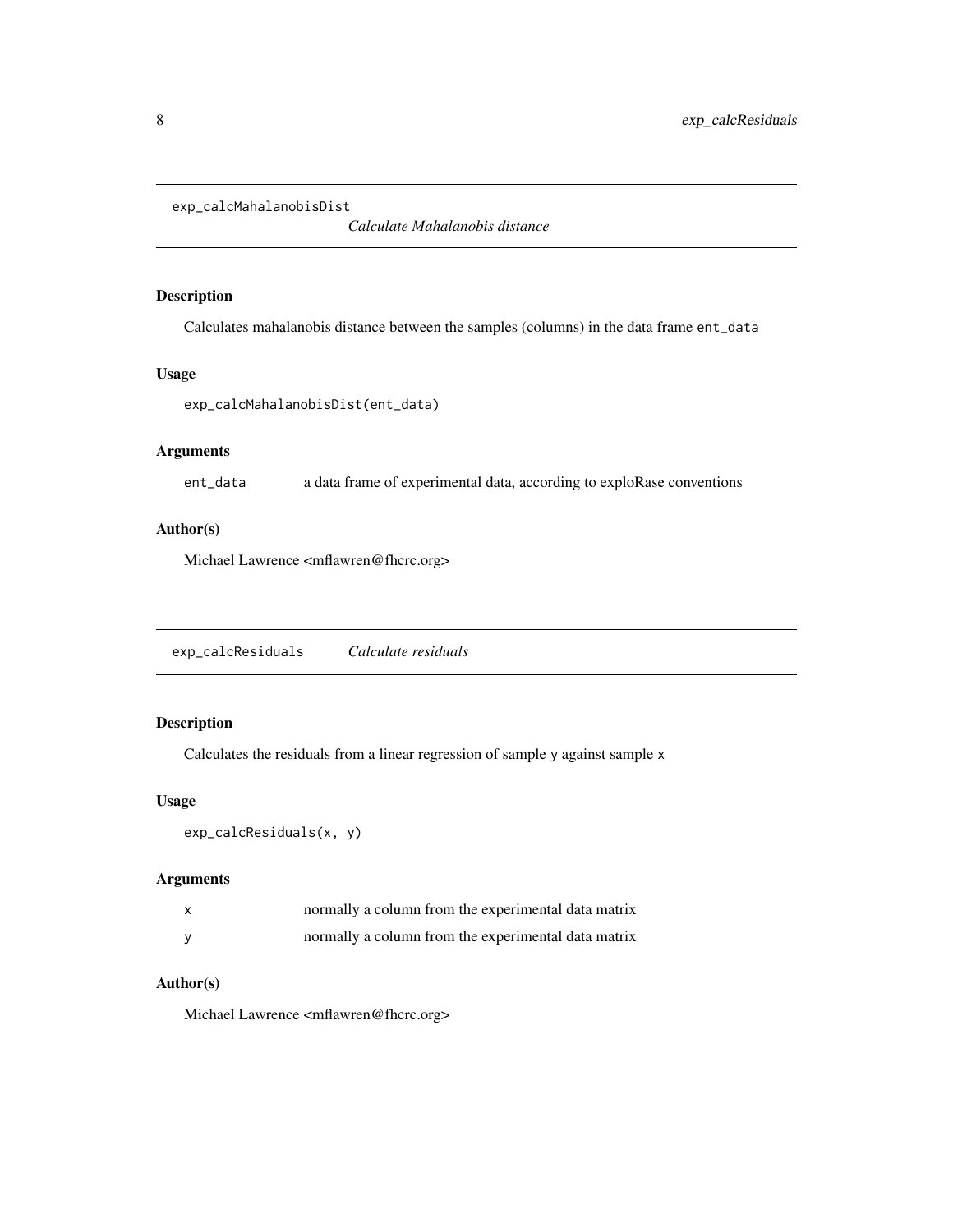## exp_calcMahalanobisDist *Calculate Mahalanobis distance*

### Description

Calculates mahalanobis distance between the samples (columns) in the data frame `ent_data`

### Usage

```
exp_calcMahalanobisDist(ent_data)
```

### Arguments

| | |
|---|---|
| `ent_data` | a data frame of experimental data, according to exploRase conventions |

### Author(s)

Michael Lawrence <mflawren@fhcrc.org>

## exp_calcResiduals *Calculate residuals*

### Description

Calculates the residuals from a linear regression of sample `y` against sample `x`

### Usage

```
exp_calcResiduals(x, y)
```

### Arguments

| | |
|---|---|
| `x` | normally a column from the experimental data matrix |
| `y` | normally a column from the experimental data matrix |

### Author(s)

Michael Lawrence <mflawren@fhcrc.org>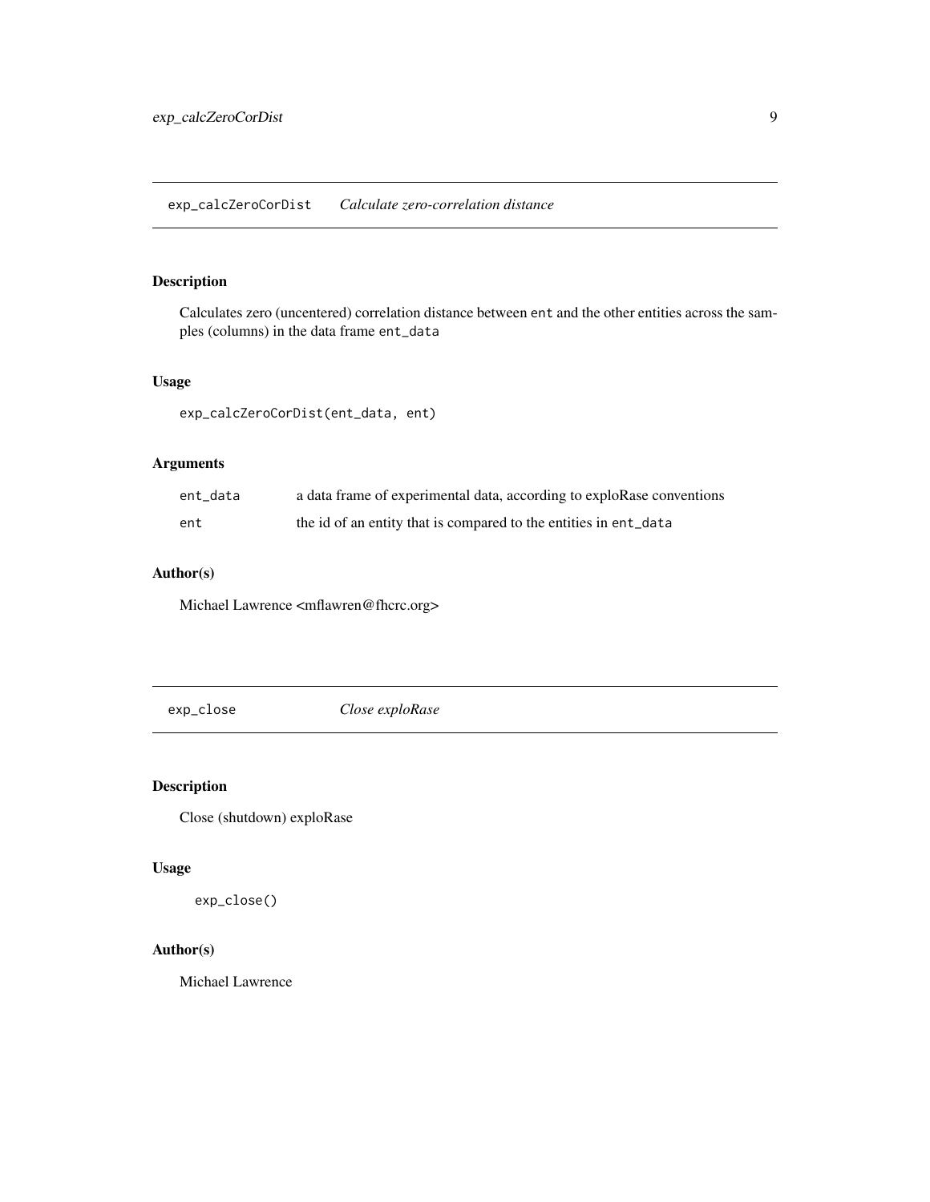## exp_calcZeroCorDist *Calculate zero-correlation distance*

### Description

Calculates zero (uncentered) correlation distance between `ent` and the other entities across the samples (columns) in the data frame `ent_data`

### Usage

```
exp_calcZeroCorDist(ent_data, ent)
```

### Arguments

| | |
|---|---|
| `ent_data` | a data frame of experimental data, according to exploRase conventions |
| `ent` | the id of an entity that is compared to the entities in `ent_data` |

### Author(s)

Michael Lawrence <mflawren@fhcrc.org>

## exp_close *Close exploRase*

### Description

Close (shutdown) exploRase

### Usage

```
exp_close()
```

### Author(s)

Michael Lawrence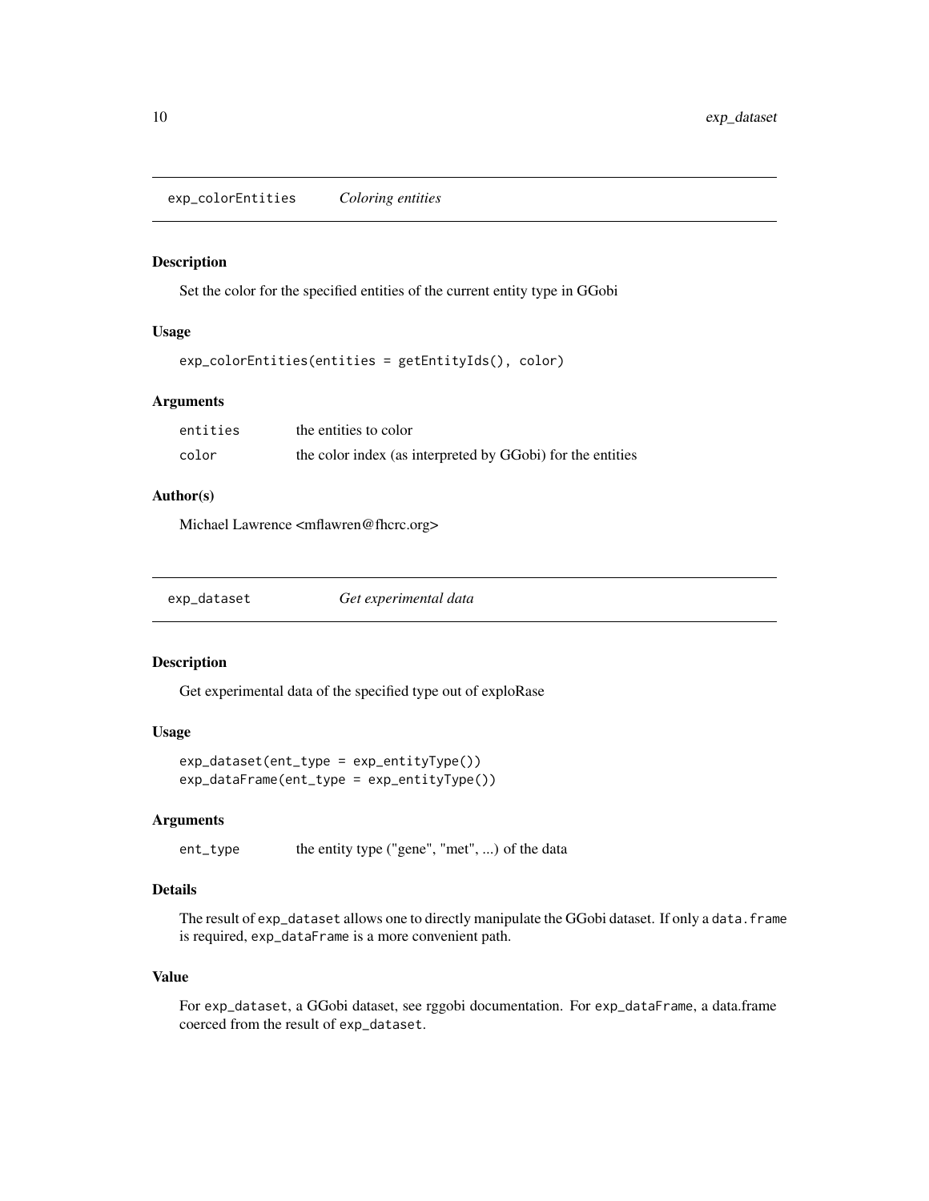## exp_colorEntities *Coloring entities*

### Description

Set the color for the specified entities of the current entity type in GGobi

### Usage

```
exp_colorEntities(entities = getEntityIds(), color)
```

### Arguments

| | |
|---|---|
| entities | the entities to color |
| color | the color index (as interpreted by GGobi) for the entities |

### Author(s)

Michael Lawrence <mflawren@fhcrc.org>

## exp_dataset *Get experimental data*

### Description

Get experimental data of the specified type out of exploRase

### Usage

```
exp_dataset(ent_type = exp_entityType())
exp_dataFrame(ent_type = exp_entityType())
```

### Arguments

| | |
|---|---|
| ent_type | the entity type ("gene", "met", ...) of the data |

### Details

The result of `exp_dataset` allows one to directly manipulate the GGobi dataset. If only a `data.frame` is required, `exp_dataFrame` is a more convenient path.

### Value

For `exp_dataset`, a GGobi dataset, see rggobi documentation. For `exp_dataFrame`, a data.frame coerced from the result of `exp_dataset`.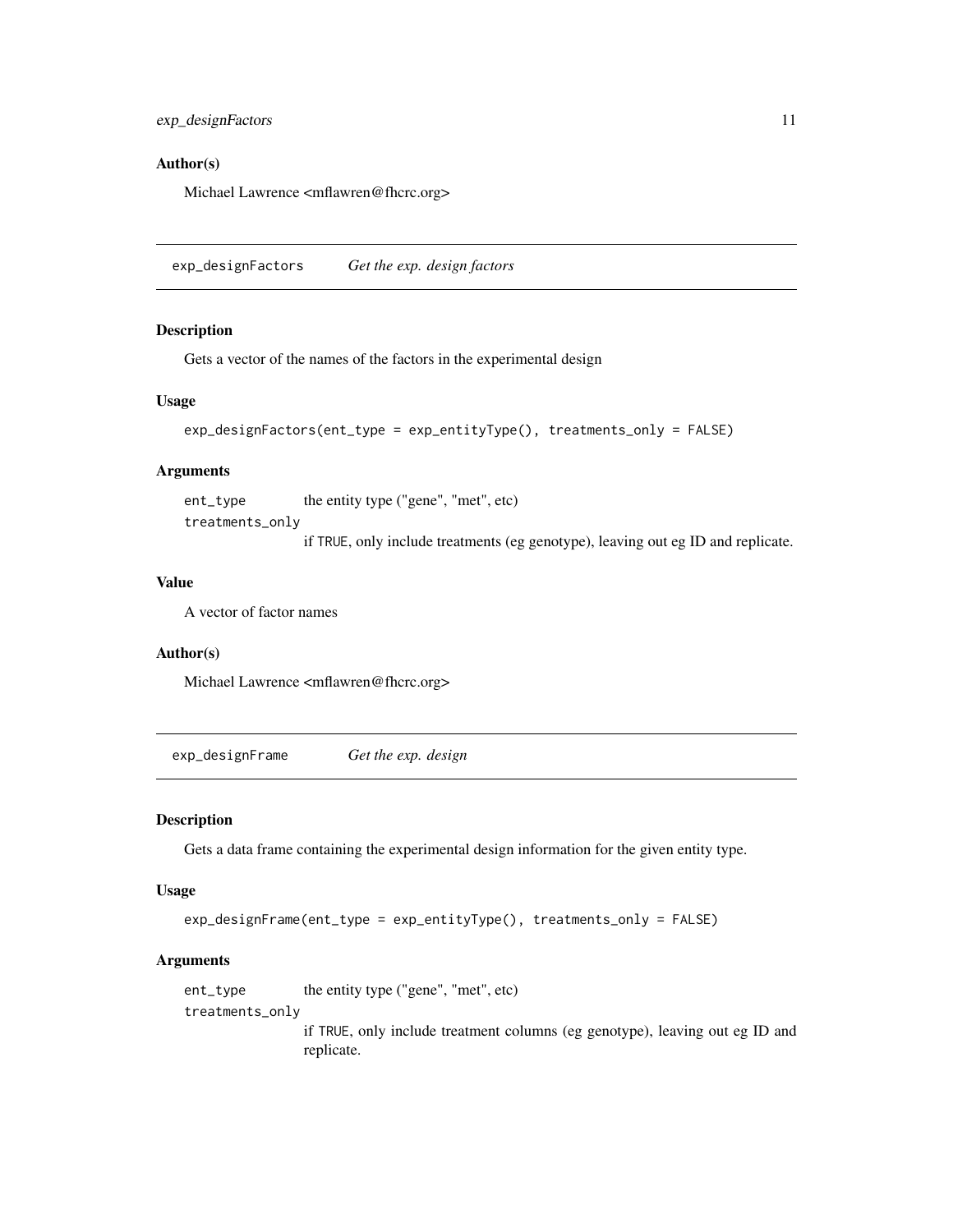### Author(s)

Michael Lawrence <mflawren@fhcrc.org>

---

## exp_designFactors — *Get the exp. design factors*

### Description

Gets a vector of the names of the factors in the experimental design

### Usage

```
exp_designFactors(ent_type = exp_entityType(), treatments_only = FALSE)
```

### Arguments

| | |
|---|---|
| ent_type | the entity type ("gene", "met", etc) |
| treatments_only | if TRUE, only include treatments (eg genotype), leaving out eg ID and replicate. |

### Value

A vector of factor names

### Author(s)

Michael Lawrence <mflawren@fhcrc.org>

---

## exp_designFrame — *Get the exp. design*

### Description

Gets a data frame containing the experimental design information for the given entity type.

### Usage

```
exp_designFrame(ent_type = exp_entityType(), treatments_only = FALSE)
```

### Arguments

| | |
|---|---|
| ent_type | the entity type ("gene", "met", etc) |
| treatments_only | if TRUE, only include treatment columns (eg genotype), leaving out eg ID and replicate. |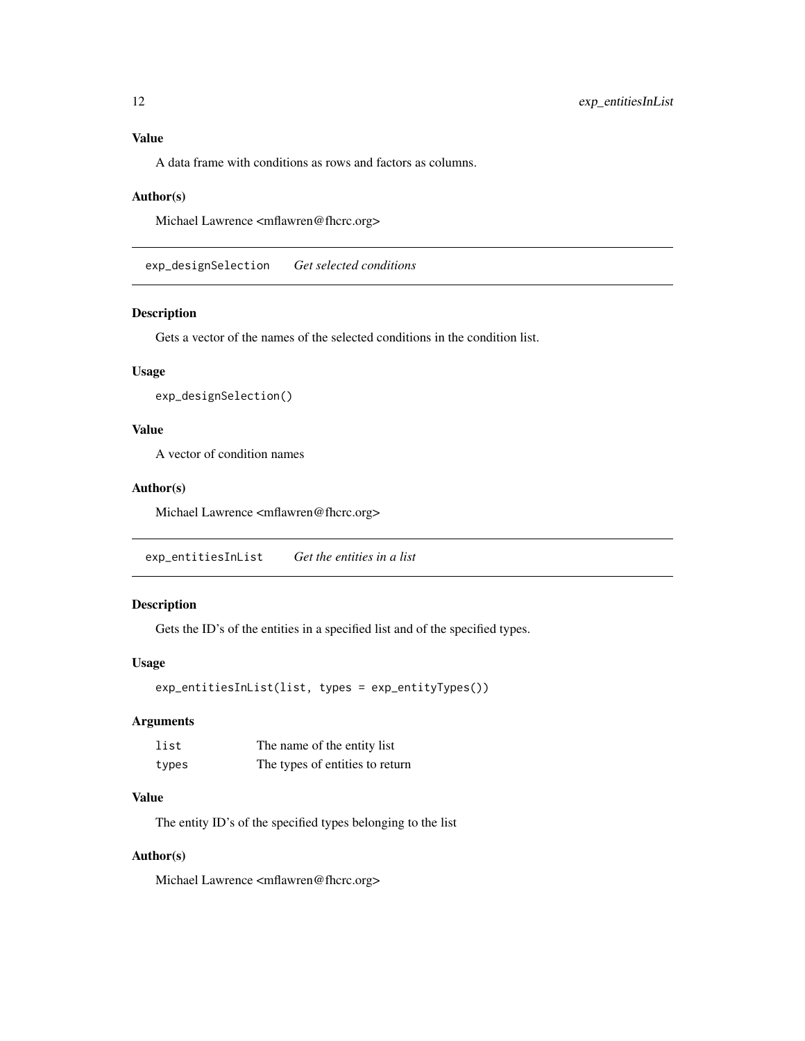### Value

A data frame with conditions as rows and factors as columns.

### Author(s)

Michael Lawrence <mflawren@fhcrc.org>

---

## exp_designSelection    *Get selected conditions*

---

### Description

Gets a vector of the names of the selected conditions in the condition list.

### Usage

```
exp_designSelection()
```

### Value

A vector of condition names

### Author(s)

Michael Lawrence <mflawren@fhcrc.org>

---

## exp_entitiesInList    *Get the entities in a list*

---

### Description

Gets the ID's of the entities in a specified list and of the specified types.

### Usage

```
exp_entitiesInList(list, types = exp_entityTypes())
```

### Arguments

| | |
|---|---|
| `list` | The name of the entity list |
| `types` | The types of entities to return |

### Value

The entity ID's of the specified types belonging to the list

### Author(s)

Michael Lawrence <mflawren@fhcrc.org>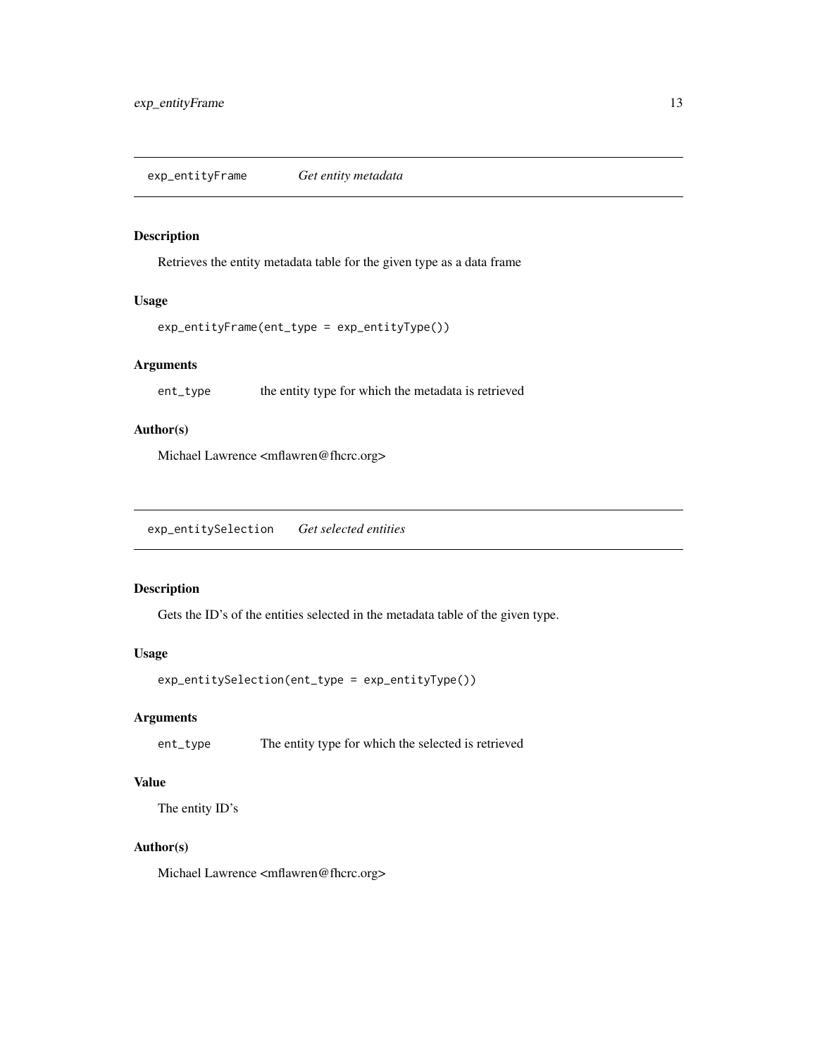## exp_entityFrame *Get entity metadata*

### Description

Retrieves the entity metadata table for the given type as a data frame

### Usage

```
exp_entityFrame(ent_type = exp_entityType())
```

### Arguments

`ent_type` the entity type for which the metadata is retrieved

### Author(s)

Michael Lawrence <mflawren@fhcrc.org>

## exp_entitySelection *Get selected entities*

### Description

Gets the ID's of the entities selected in the metadata table of the given type.

### Usage

```
exp_entitySelection(ent_type = exp_entityType())
```

### Arguments

`ent_type` The entity type for which the selected is retrieved

### Value

The entity ID's

### Author(s)

Michael Lawrence <mflawren@fhcrc.org>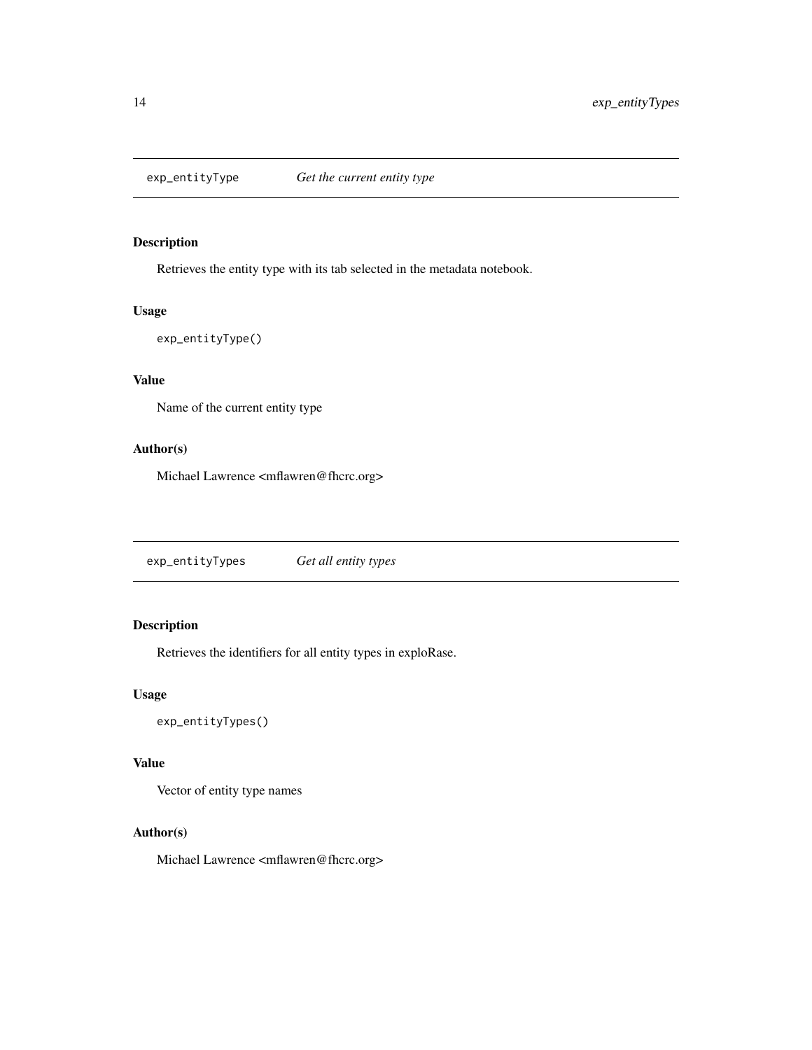## exp_entityType *Get the current entity type*

### Description

Retrieves the entity type with its tab selected in the metadata notebook.

### Usage

```
exp_entityType()
```

### Value

Name of the current entity type

### Author(s)

Michael Lawrence <mflawren@fhcrc.org>

## exp_entityTypes *Get all entity types*

### Description

Retrieves the identifiers for all entity types in exploRase.

### Usage

```
exp_entityTypes()
```

### Value

Vector of entity type names

### Author(s)

Michael Lawrence <mflawren@fhcrc.org>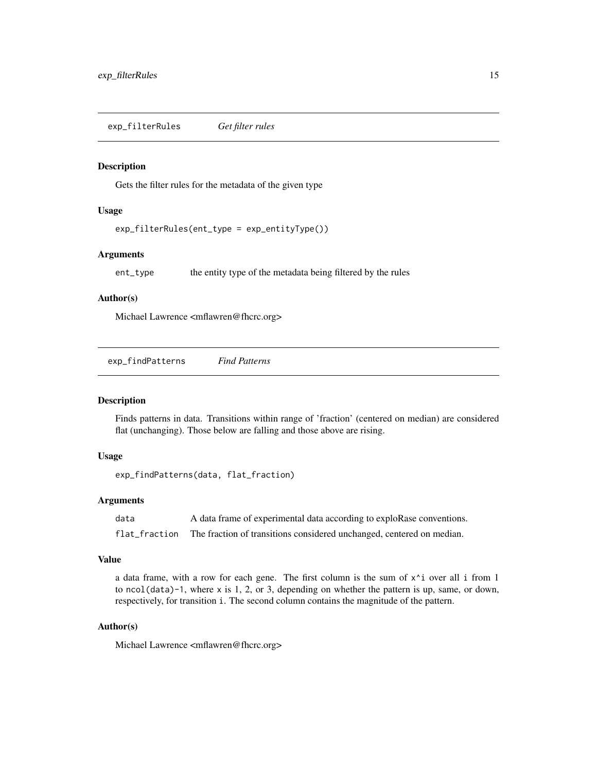## exp_filterRules *Get filter rules*

### Description

Gets the filter rules for the metadata of the given type

### Usage

```
exp_filterRules(ent_type = exp_entityType())
```

### Arguments

| | |
|---|---|
| `ent_type` | the entity type of the metadata being filtered by the rules |

### Author(s)

Michael Lawrence <mflawren@fhcrc.org>

## exp_findPatterns *Find Patterns*

### Description

Finds patterns in data. Transitions within range of 'fraction' (centered on median) are considered flat (unchanging). Those below are falling and those above are rising.

### Usage

```
exp_findPatterns(data, flat_fraction)
```

### Arguments

| | |
|---|---|
| `data` | A data frame of experimental data according to exploRase conventions. |
| `flat_fraction` | The fraction of transitions considered unchanged, centered on median. |

### Value

a data frame, with a row for each gene. The first column is the sum of `x^i` over all `i` from 1 to `ncol(data)-1`, where `x` is 1, 2, or 3, depending on whether the pattern is up, same, or down, respectively, for transition `i`. The second column contains the magnitude of the pattern.

### Author(s)

Michael Lawrence <mflawren@fhcrc.org>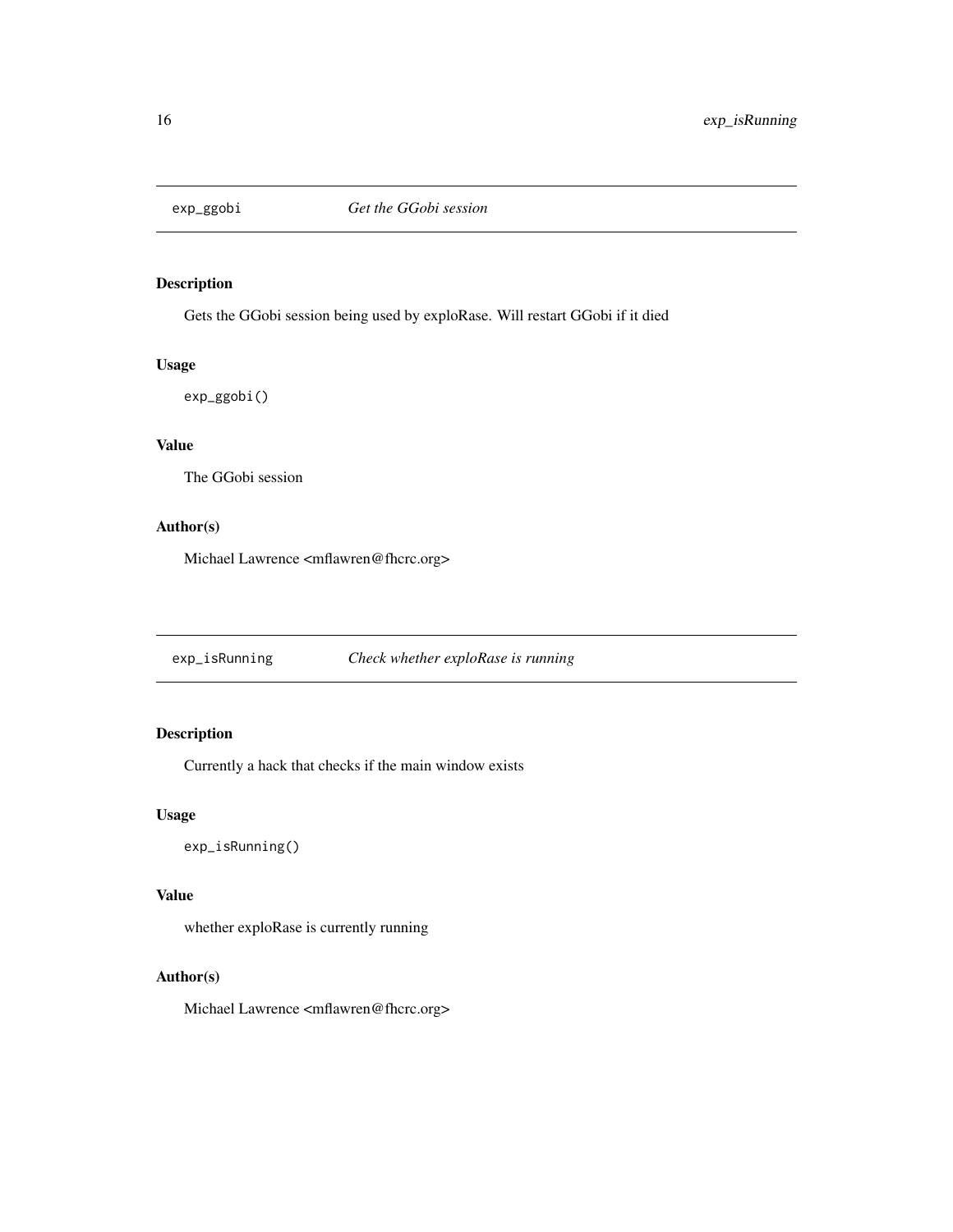## exp_ggobi *Get the GGobi session*

### Description

Gets the GGobi session being used by exploRase. Will restart GGobi if it died

### Usage

```
exp_ggobi()
```

### Value

The GGobi session

### Author(s)

Michael Lawrence <mflawren@fhcrc.org>

## exp_isRunning *Check whether exploRase is running*

### Description

Currently a hack that checks if the main window exists

### Usage

```
exp_isRunning()
```

### Value

whether exploRase is currently running

### Author(s)

Michael Lawrence <mflawren@fhcrc.org>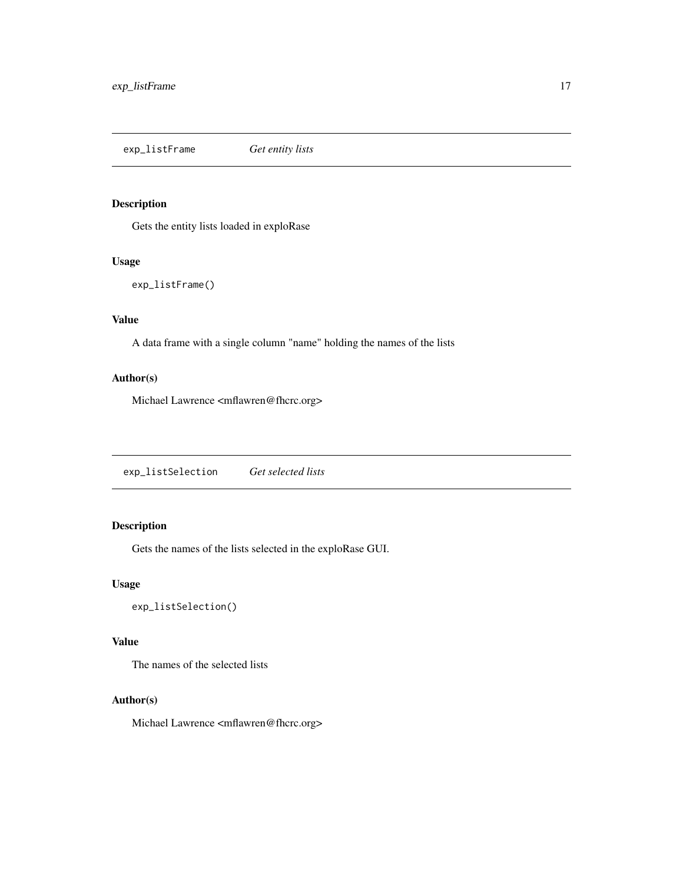## exp_listFrame *Get entity lists*

### Description

Gets the entity lists loaded in exploRase

### Usage

```
exp_listFrame()
```

### Value

A data frame with a single column "name" holding the names of the lists

### Author(s)

Michael Lawrence <mflawren@fhcrc.org>

## exp_listSelection *Get selected lists*

### Description

Gets the names of the lists selected in the exploRase GUI.

### Usage

```
exp_listSelection()
```

### Value

The names of the selected lists

### Author(s)

Michael Lawrence <mflawren@fhcrc.org>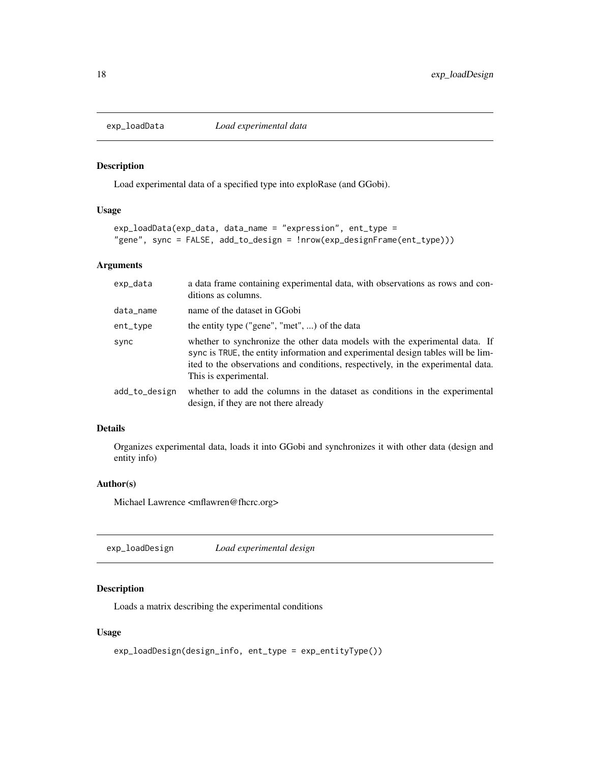## exp_loadData *Load experimental data*

### Description

Load experimental data of a specified type into exploRase (and GGobi).

### Usage

```
exp_loadData(exp_data, data_name = "expression", ent_type =
"gene", sync = FALSE, add_to_design = !nrow(exp_designFrame(ent_type)))
```

### Arguments

| | |
|---|---|
| exp_data | a data frame containing experimental data, with observations as rows and conditions as columns. |
| data_name | name of the dataset in GGobi |
| ent_type | the entity type ("gene", "met", ...) of the data |
| sync | whether to synchronize the other data models with the experimental data. If sync is TRUE, the entity information and experimental design tables will be limited to the observations and conditions, respectively, in the experimental data. This is experimental. |
| add_to_design | whether to add the columns in the dataset as conditions in the experimental design, if they are not there already |

### Details

Organizes experimental data, loads it into GGobi and synchronizes it with other data (design and entity info)

### Author(s)

Michael Lawrence <mflawren@fhcrc.org>

## exp_loadDesign *Load experimental design*

### Description

Loads a matrix describing the experimental conditions

### Usage

```
exp_loadDesign(design_info, ent_type = exp_entityType())
```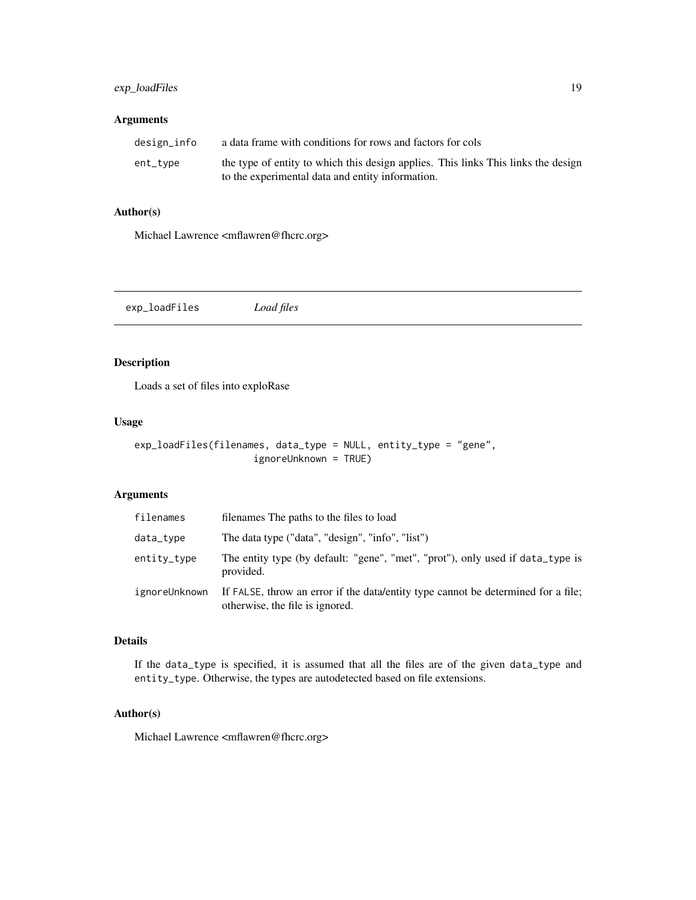### Arguments

| | |
|---|---|
| design_info | a data frame with conditions for rows and factors for cols |
| ent_type | the type of entity to which this design applies. This links This links the design to the experimental data and entity information. |

### Author(s)

Michael Lawrence <mflawren@fhcrc.org>

---

## exp_loadFiles *Load files*

---

### Description

Loads a set of files into exploRase

### Usage

```
exp_loadFiles(filenames, data_type = NULL, entity_type = "gene",
                    ignoreUnknown = TRUE)
```

### Arguments

| | |
|---|---|
| filenames | filenames The paths to the files to load |
| data_type | The data type ("data", "design", "info", "list") |
| entity_type | The entity type (by default: "gene", "met", "prot"), only used if data_type is provided. |
| ignoreUnknown | If FALSE, throw an error if the data/entity type cannot be determined for a file; otherwise, the file is ignored. |

### Details

If the data_type is specified, it is assumed that all the files are of the given data_type and entity_type. Otherwise, the types are autodetected based on file extensions.

### Author(s)

Michael Lawrence <mflawren@fhcrc.org>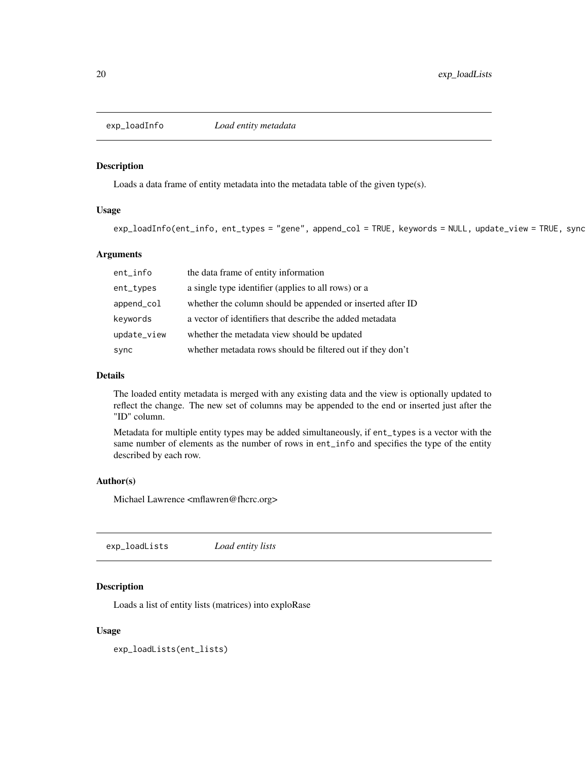## exp_loadInfo *Load entity metadata*

### Description

Loads a data frame of entity metadata into the metadata table of the given type(s).

### Usage

```
exp_loadInfo(ent_info, ent_types = "gene", append_col = TRUE, keywords = NULL, update_view = TRUE, sync
```

### Arguments

| | |
|---|---|
| ent_info | the data frame of entity information |
| ent_types | a single type identifier (applies to all rows) or a |
| append_col | whether the column should be appended or inserted after ID |
| keywords | a vector of identifiers that describe the added metadata |
| update_view | whether the metadata view should be updated |
| sync | whether metadata rows should be filtered out if they don't |

### Details

The loaded entity metadata is merged with any existing data and the view is optionally updated to reflect the change. The new set of columns may be appended to the end or inserted just after the "ID" column.

Metadata for multiple entity types may be added simultaneously, if `ent_types` is a vector with the same number of elements as the number of rows in `ent_info` and specifies the type of the entity described by each row.

### Author(s)

Michael Lawrence <mflawren@fhcrc.org>

## exp_loadLists *Load entity lists*

### Description

Loads a list of entity lists (matrices) into exploRase

### Usage

```
exp_loadLists(ent_lists)
```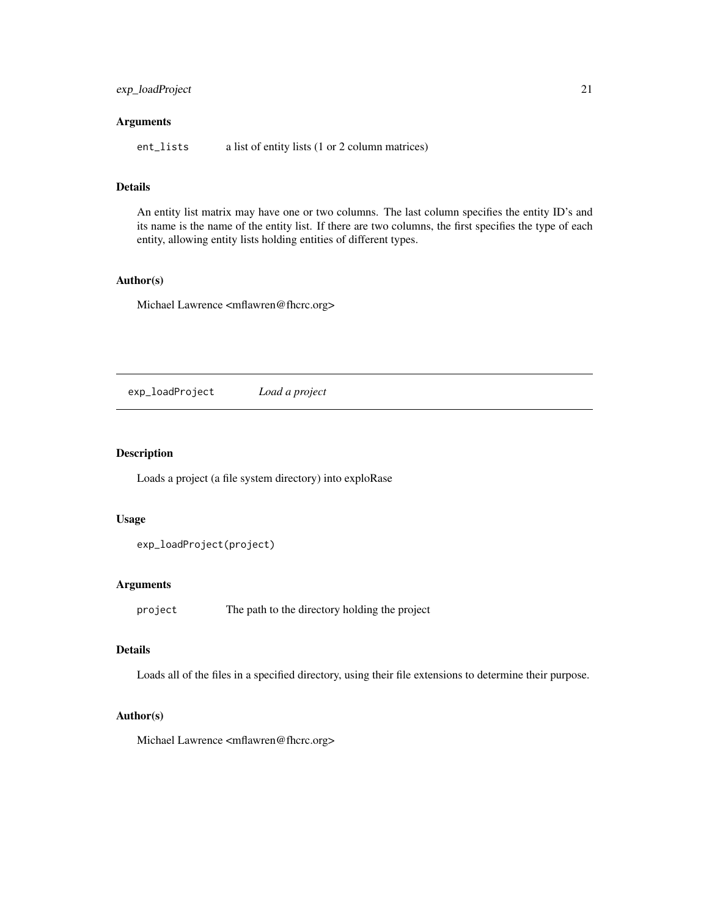### Arguments

`ent_lists` a list of entity lists (1 or 2 column matrices)

### Details

An entity list matrix may have one or two columns. The last column specifies the entity ID's and its name is the name of the entity list. If there are two columns, the first specifies the type of each entity, allowing entity lists holding entities of different types.

### Author(s)

Michael Lawrence <mflawren@fhcrc.org>

---

## `exp_loadProject` *Load a project*

---

### Description

Loads a project (a file system directory) into exploRase

### Usage

```
exp_loadProject(project)
```

### Arguments

`project` The path to the directory holding the project

### Details

Loads all of the files in a specified directory, using their file extensions to determine their purpose.

### Author(s)

Michael Lawrence <mflawren@fhcrc.org>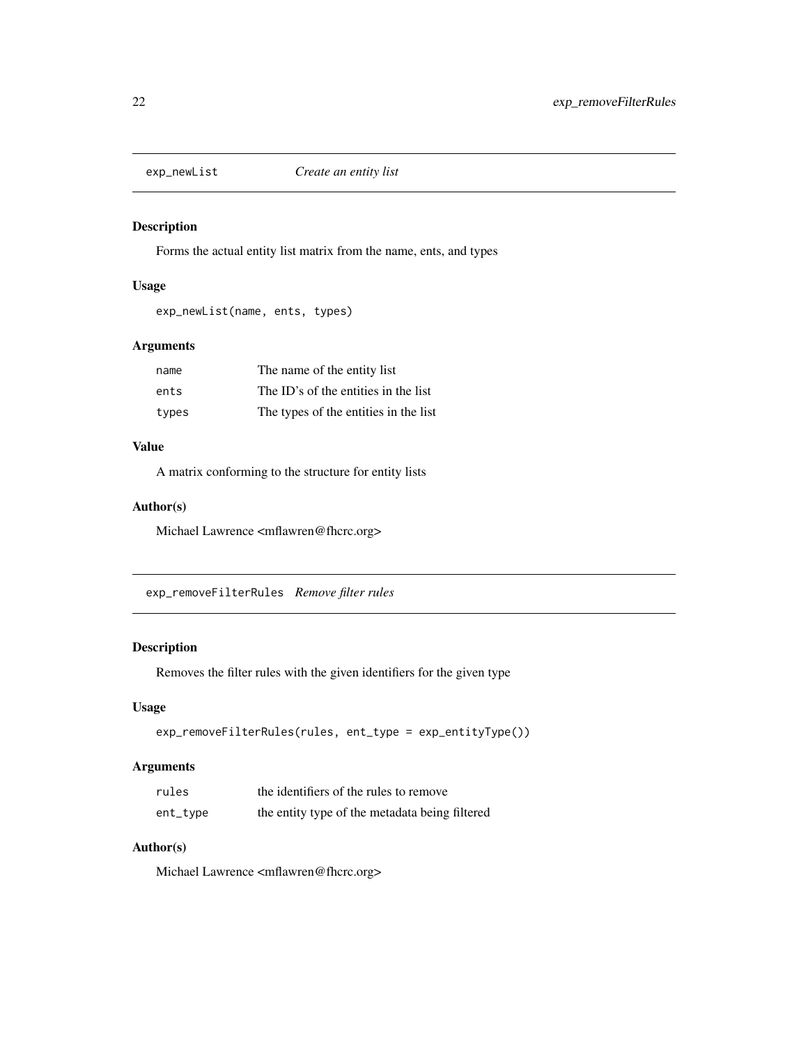## exp_newList — *Create an entity list*

### Description

Forms the actual entity list matrix from the name, ents, and types

### Usage

```
exp_newList(name, ents, types)
```

### Arguments

| | |
|---|---|
| `name` | The name of the entity list |
| `ents` | The ID's of the entities in the list |
| `types` | The types of the entities in the list |

### Value

A matrix conforming to the structure for entity lists

### Author(s)

Michael Lawrence <mflawren@fhcrc.org>

## exp_removeFilterRules — *Remove filter rules*

### Description

Removes the filter rules with the given identifiers for the given type

### Usage

```
exp_removeFilterRules(rules, ent_type = exp_entityType())
```

### Arguments

| | |
|---|---|
| `rules` | the identifiers of the rules to remove |
| `ent_type` | the entity type of the metadata being filtered |

### Author(s)

Michael Lawrence <mflawren@fhcrc.org>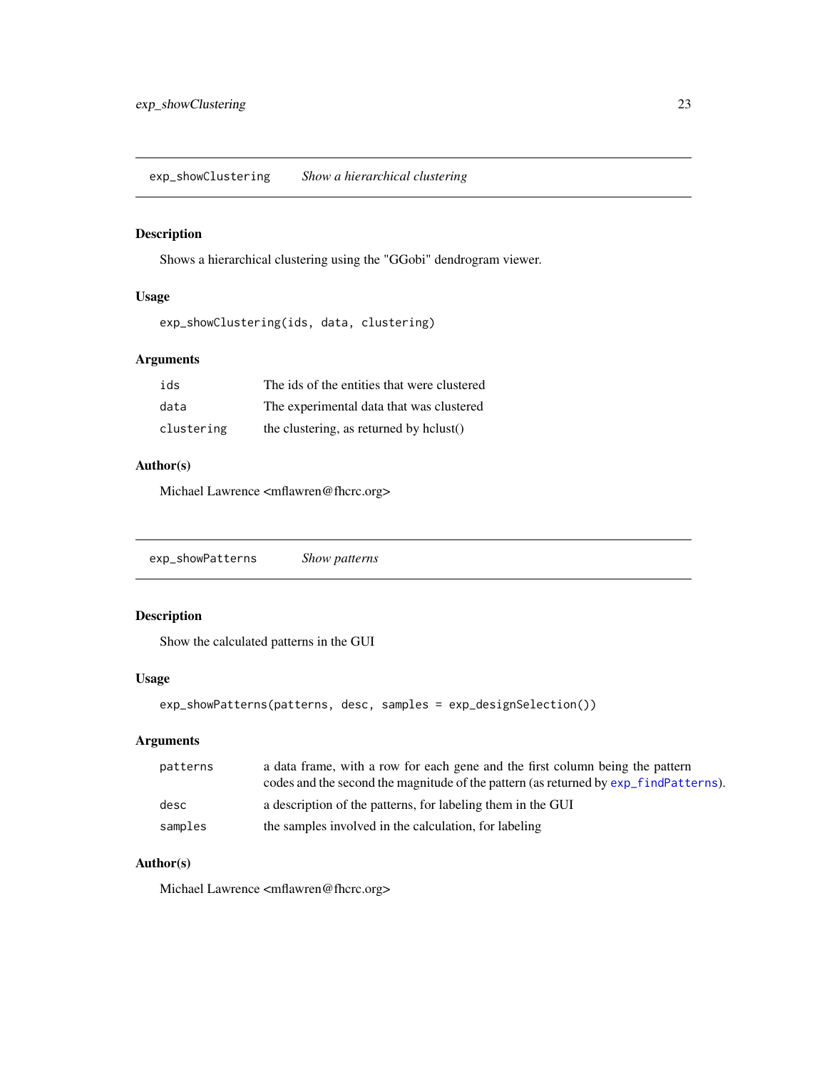## exp_showClustering — *Show a hierarchical clustering*

### Description

Shows a hierarchical clustering using the "GGobi" dendrogram viewer.

### Usage

```
exp_showClustering(ids, data, clustering)
```

### Arguments

| | |
|---|---|
| `ids` | The ids of the entities that were clustered |
| `data` | The experimental data that was clustered |
| `clustering` | the clustering, as returned by hclust() |

### Author(s)

Michael Lawrence <mflawren@fhcrc.org>

## exp_showPatterns — *Show patterns*

### Description

Show the calculated patterns in the GUI

### Usage

```
exp_showPatterns(patterns, desc, samples = exp_designSelection())
```

### Arguments

| | |
|---|---|
| `patterns` | a data frame, with a row for each gene and the first column being the pattern codes and the second the magnitude of the pattern (as returned by `exp_findPatterns`). |
| `desc` | a description of the patterns, for labeling them in the GUI |
| `samples` | the samples involved in the calculation, for labeling |

### Author(s)

Michael Lawrence <mflawren@fhcrc.org>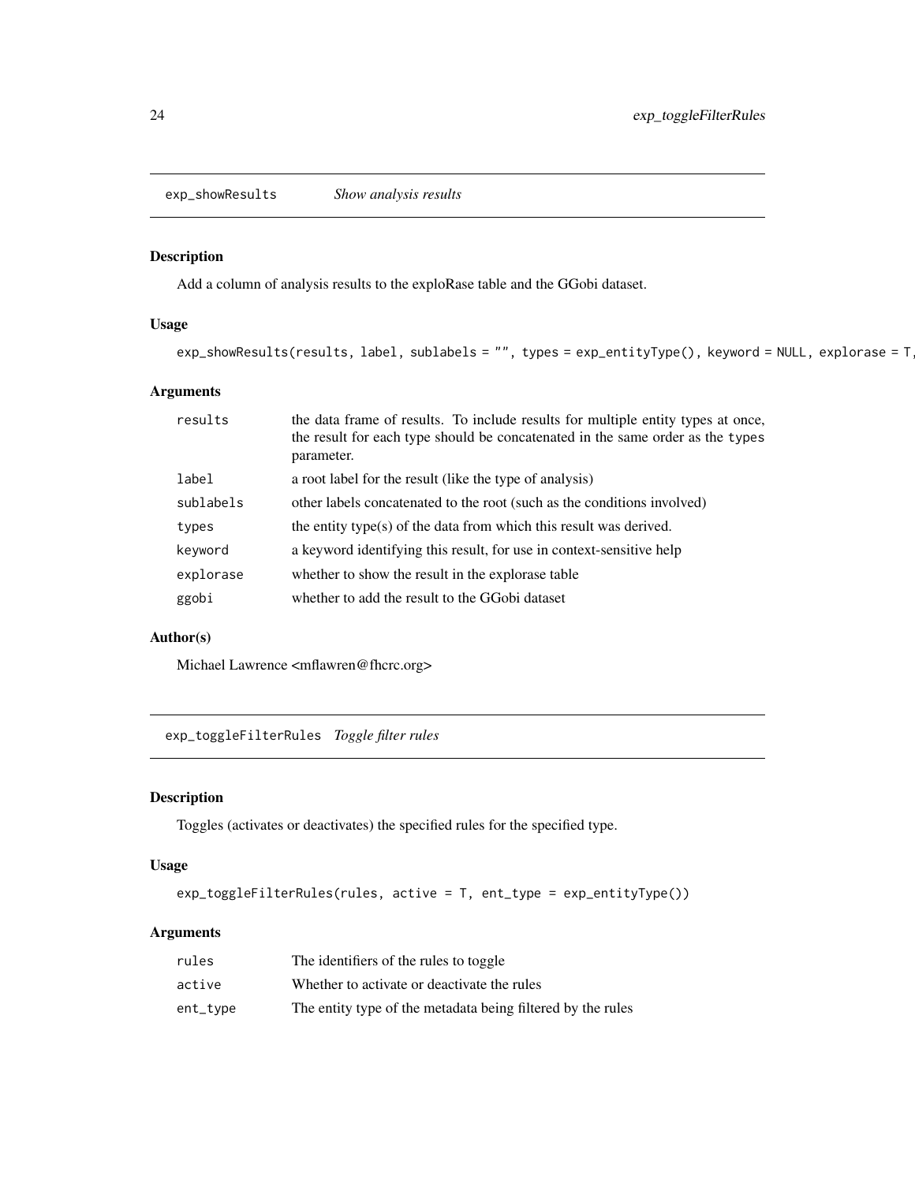## exp_showResults *Show analysis results*

### Description

Add a column of analysis results to the exploRase table and the GGobi dataset.

### Usage

```
exp_showResults(results, label, sublabels = "", types = exp_entityType(), keyword = NULL, explorase = T,
```

### Arguments

| | |
|---|---|
| results | the data frame of results. To include results for multiple entity types at once, the result for each type should be concatenated in the same order as the types parameter. |
| label | a root label for the result (like the type of analysis) |
| sublabels | other labels concatenated to the root (such as the conditions involved) |
| types | the entity type(s) of the data from which this result was derived. |
| keyword | a keyword identifying this result, for use in context-sensitive help |
| explorase | whether to show the result in the explorase table |
| ggobi | whether to add the result to the GGobi dataset |

### Author(s)

Michael Lawrence <mflawren@fhcrc.org>

## exp_toggleFilterRules *Toggle filter rules*

### Description

Toggles (activates or deactivates) the specified rules for the specified type.

### Usage

```
exp_toggleFilterRules(rules, active = T, ent_type = exp_entityType())
```

### Arguments

| | |
|---|---|
| rules | The identifiers of the rules to toggle |
| active | Whether to activate or deactivate the rules |
| ent_type | The entity type of the metadata being filtered by the rules |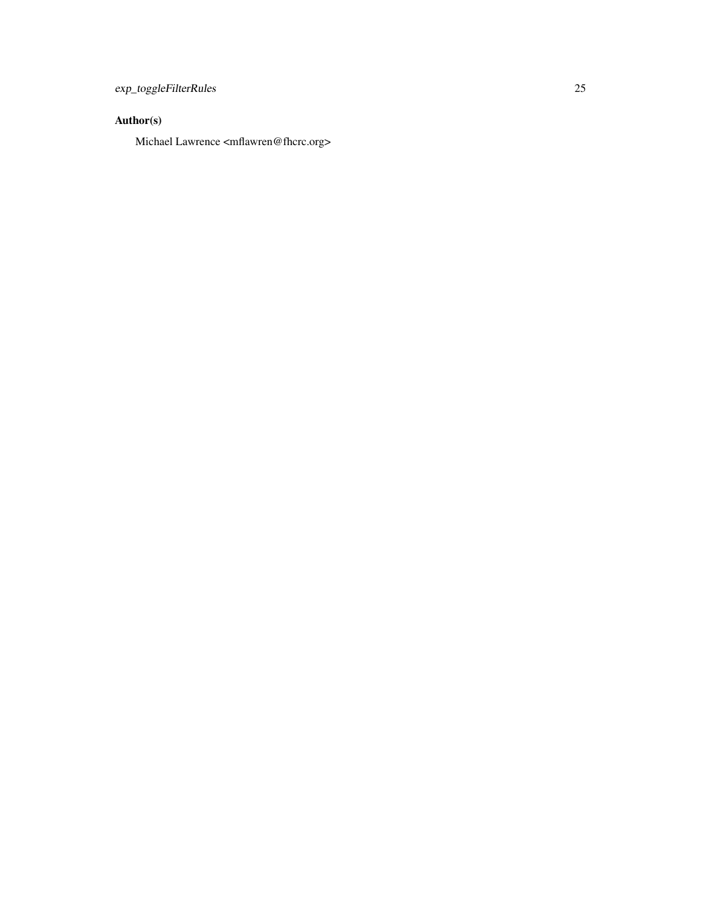## Author(s)

Michael Lawrence <mflawren@fhcrc.org>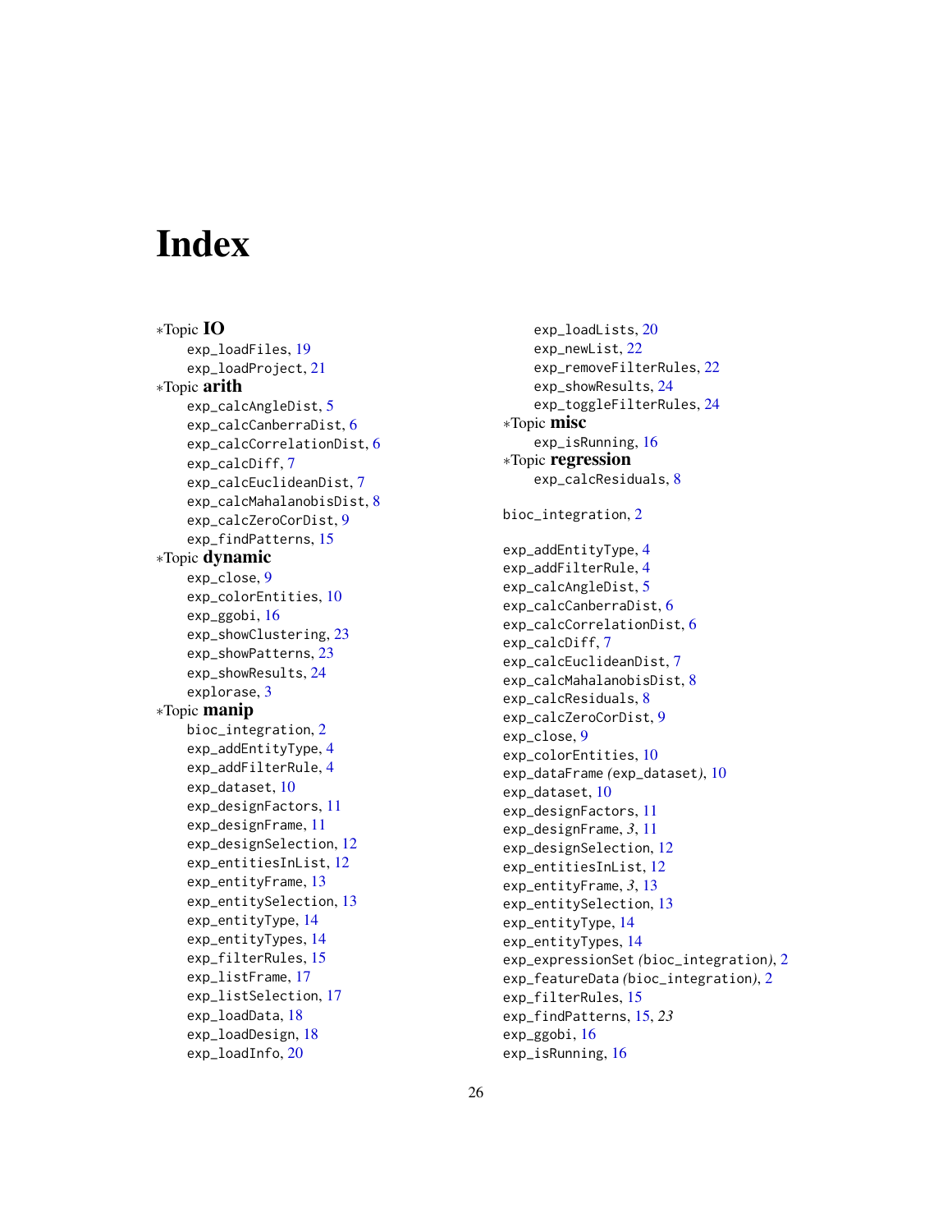# Index

*Topic **IO**

exp_loadFiles, 19
exp_loadProject, 21

*Topic **arith**

exp_calcAngleDist, 5
exp_calcCanberraDist, 6
exp_calcCorrelationDist, 6
exp_calcDiff, 7
exp_calcEuclideanDist, 7
exp_calcMahalanobisDist, 8
exp_calcZeroCorDist, 9
exp_findPatterns, 15

*Topic **dynamic**

exp_close, 9
exp_colorEntities, 10
exp_ggobi, 16
exp_showClustering, 23
exp_showPatterns, 23
exp_showResults, 24
explorase, 3

*Topic **manip**

bioc_integration, 2
exp_addEntityType, 4
exp_addFilterRule, 4
exp_dataset, 10
exp_designFactors, 11
exp_designFrame, 11
exp_designSelection, 12
exp_entitiesInList, 12
exp_entityFrame, 13
exp_entitySelection, 13
exp_entityType, 14
exp_entityTypes, 14
exp_filterRules, 15
exp_listFrame, 17
exp_listSelection, 17
exp_loadData, 18
exp_loadDesign, 18
exp_loadInfo, 20
exp_loadLists, 20
exp_newList, 22
exp_removeFilterRules, 22
exp_showResults, 24
exp_toggleFilterRules, 24

*Topic **misc**

exp_isRunning, 16

*Topic **regression**

exp_calcResiduals, 8

bioc_integration, 2

exp_addEntityType, 4
exp_addFilterRule, 4
exp_calcAngleDist, 5
exp_calcCanberraDist, 6
exp_calcCorrelationDist, 6
exp_calcDiff, 7
exp_calcEuclideanDist, 7
exp_calcMahalanobisDist, 8
exp_calcResiduals, 8
exp_calcZeroCorDist, 9
exp_close, 9
exp_colorEntities, 10
exp_dataFrame *(*exp_dataset*)*, 10
exp_dataset, 10
exp_designFactors, 11
exp_designFrame, *3*, 11
exp_designSelection, 12
exp_entitiesInList, 12
exp_entityFrame, *3*, 13
exp_entitySelection, 13
exp_entityType, 14
exp_entityTypes, 14
exp_expressionSet *(*bioc_integration*)*, 2
exp_featureData *(*bioc_integration*)*, 2
exp_filterRules, 15
exp_findPatterns, 15, *23*
exp_ggobi, 16
exp_isRunning, 16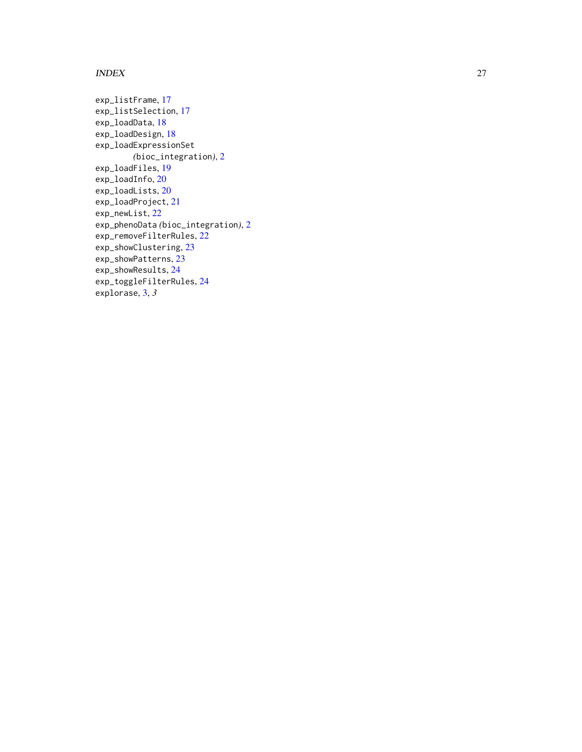exp_listFrame, 17
exp_listSelection, 17
exp_loadData, 18
exp_loadDesign, 18
exp_loadExpressionSet
        *(*bioc_integration*)*, 2
exp_loadFiles, 19
exp_loadInfo, 20
exp_loadLists, 20
exp_loadProject, 21
exp_newList, 22
exp_phenoData *(*bioc_integration*)*, 2
exp_removeFilterRules, 22
exp_showClustering, 23
exp_showPatterns, 23
exp_showResults, 24
exp_toggleFilterRules, 24
explorase, 3, *3*